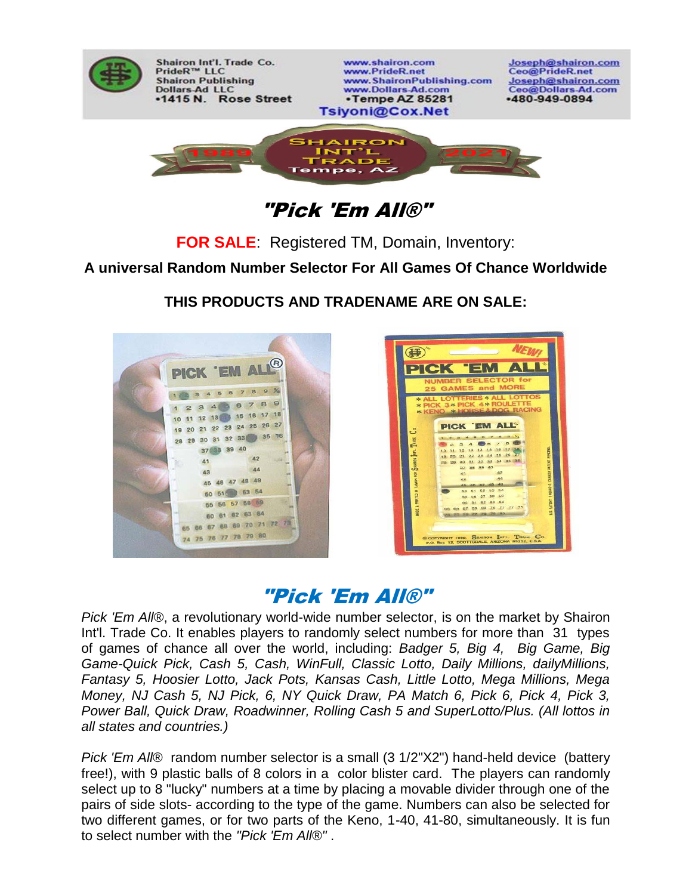Shairon Int'l. Trade Co.
PrideR™ LLC
Shairon Publishing
Dollars-Ad LLC
•1415 N. Rose Street

www.shairon.com
www.PrideR.net
www.ShaironPublishing.com
www.Dollars-Ad.com
•Tempe AZ 85281

Joseph@shairon.com
Ceo@PrideR.net
Joseph@shairon.com
Ceo@Dollars-Ad.com
•480-949-0894

Tsiyoni@Cox.Net

SHAIRON INT'L TRADE Tempe, AZ 1989 2021

# *"Pick 'Em All®"*

**FOR SALE**: Registered TM, Domain, Inventory:

**A universal Random Number Selector For All Games Of Chance Worldwide**

**THIS PRODUCTS AND TRADENAME ARE ON SALE:**

## *"Pick 'Em All®"*

*Pick 'Em All*®, a revolutionary world-wide number selector, is on the market by Shairon Int'l. Trade Co. It enables players to randomly select numbers for more than 31 types of games of chance all over the world, including: *Badger 5, Big 4, Big Game, Big Game-Quick Pick, Cash 5, Cash, WinFull, Classic Lotto, Daily Millions, dailyMillions, Fantasy 5, Hoosier Lotto, Jack Pots, Kansas Cash, Little Lotto, Mega Millions, Mega Money, NJ Cash 5, NJ Pick, 6, NY Quick Draw, PA Match 6, Pick 6, Pick 4, Pick 3, Power Ball, Quick Draw, Roadwinner, Rolling Cash 5 and SuperLotto/Plus. (All lottos in all states and countries.)*

*Pick 'Em All*® random number selector is a small (3 1/2"X2") hand-held device (battery free!), with 9 plastic balls of 8 colors in a color blister card. The players can randomly select up to 8 "lucky" numbers at a time by placing a movable divider through one of the pairs of side slots- according to the type of the game. Numbers can also be selected for two different games, or for two parts of the Keno, 1-40, 41-80, simultaneously. It is fun to select number with the *"Pick 'Em All®"* .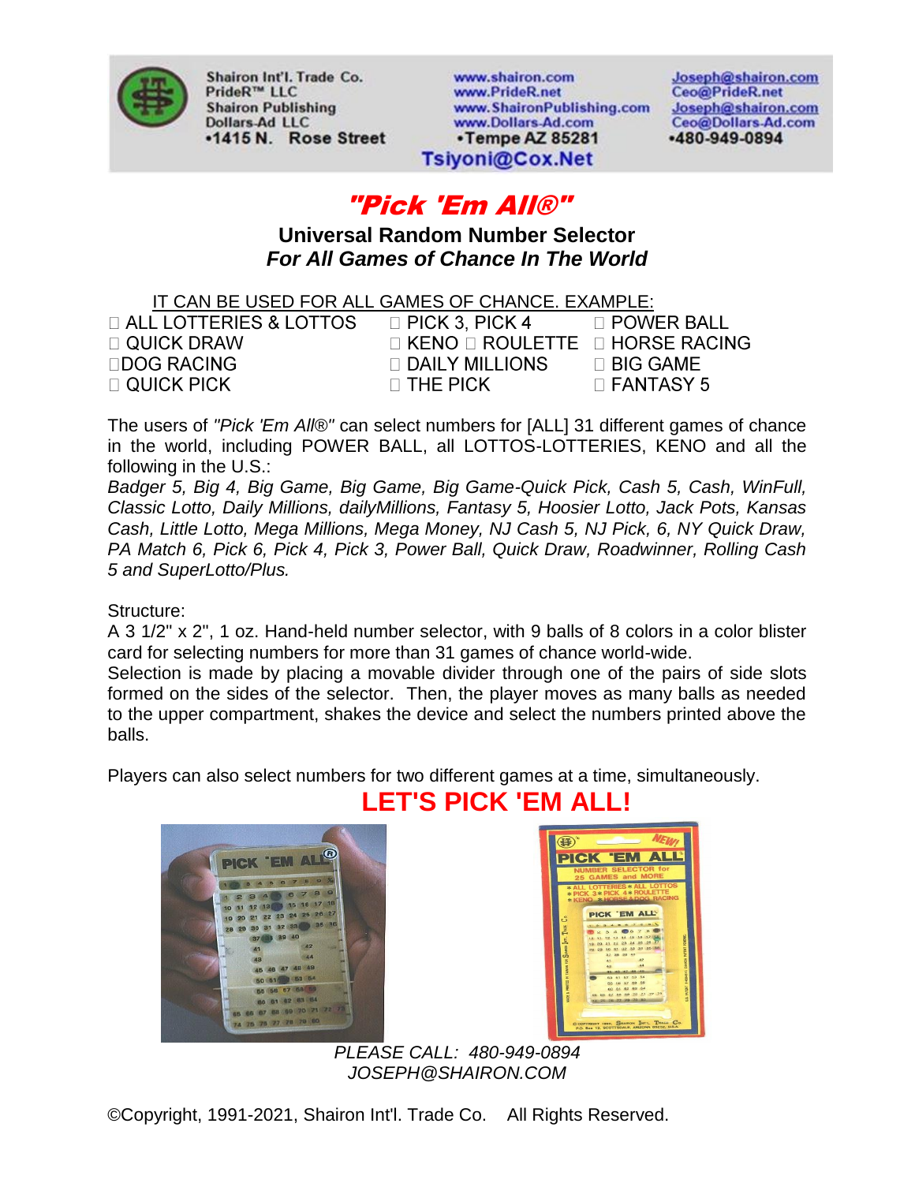Shairon Int'l. Trade Co.
PrideR™ LLC
Shairon Publishing
Dollars-Ad LLC
•1415 N. Rose Street

www.shairon.com
www.PrideR.net
www.ShaironPublishing.com
www.Dollars-Ad.com
•Tempe AZ 85281

Joseph@shairon.com
Ceo@PrideR.net
Joseph@shairon.com
Ceo@Dollars-Ad.com
•480-949-0894

Tsiyoni@Cox.Net

# "Pick 'Em All®"

## Universal Random Number Selector
### *For All Games of Chance In The World*

IT CAN BE USED FOR ALL GAMES OF CHANCE. EXAMPLE:

- ALL LOTTERIES & LOTTOS
- QUICK DRAW
- DOG RACING
- QUICK PICK
- PICK 3, PICK 4
- KENO
- ROULETTE
- DAILY MILLIONS
- THE PICK
- POWER BALL
- HORSE RACING
- BIG GAME
- FANTASY 5

The users of *"Pick 'Em All®"* can select numbers for [ALL] 31 different games of chance in the world, including POWER BALL, all LOTTOS-LOTTERIES, KENO and all the following in the U.S.:
*Badger 5, Big 4, Big Game, Big Game, Big Game-Quick Pick, Cash 5, Cash, WinFull, Classic Lotto, Daily Millions, dailyMillions, Fantasy 5, Hoosier Lotto, Jack Pots, Kansas Cash, Little Lotto, Mega Millions, Mega Money, NJ Cash 5, NJ Pick, 6, NY Quick Draw, PA Match 6, Pick 6, Pick 4, Pick 3, Power Ball, Quick Draw, Roadwinner, Rolling Cash 5 and SuperLotto/Plus.*

Structure:
A 3 1/2" x 2", 1 oz. Hand-held number selector, with 9 balls of 8 colors in a color blister card for selecting numbers for more than 31 games of chance world-wide.
Selection is made by placing a movable divider through one of the pairs of side slots formed on the sides of the selector. Then, the player moves as many balls as needed to the upper compartment, shakes the device and select the numbers printed above the balls.

Players can also select numbers for two different games at a time, simultaneously.

## LET'S PICK 'EM ALL!

*PLEASE CALL: 480-949-0894*
*JOSEPH@SHAIRON.COM*

©Copyright, 1991-2021, Shairon Int'l. Trade Co. All Rights Reserved.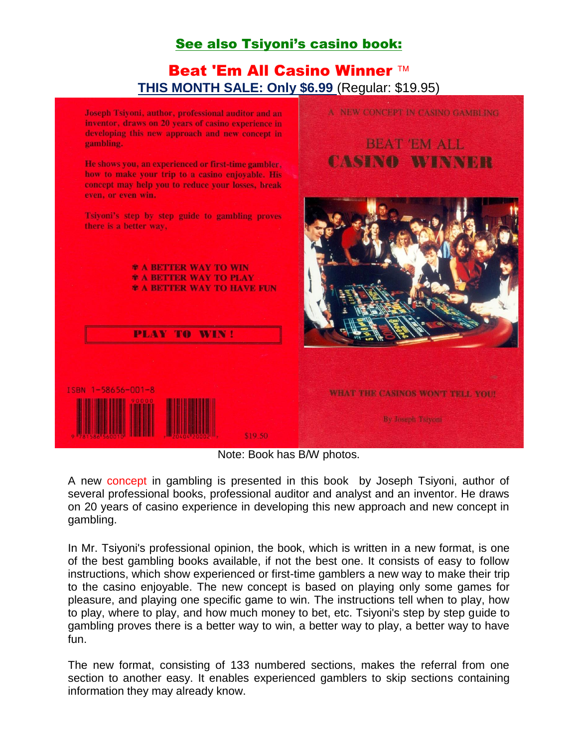## See also Tsiyoni's casino book:

## Beat 'Em All Casino Winner ™

**THIS MONTH SALE: Only $6.99** (Regular: $19.95)

Joseph Tsiyoni, author, professional auditor and an inventor, draws on 20 years of casino experience in developing this new approach and new concept in gambling.

He shows you, an experienced or first-time gambler, how to make your trip to a casino enjoyable. His concept may help you to reduce your losses, break even, or even win.

Tsiyoni's step by step guide to gambling proves there is a better way,

- A BETTER WAY TO WIN
- A BETTER WAY TO PLAY
- A BETTER WAY TO HAVE FUN

**PLAY TO WIN!**

ISBN 1-58656-001-8

$19.50

A NEW CONCEPT IN CASINO GAMBLING

BEAT 'EM ALL

CASINO WINNER

WHAT THE CASINOS WON'T TELL YOU!

By Joseph Tsiyoni

Note: Book has B/W photos.

A new concept in gambling is presented in this book by Joseph Tsiyoni, author of several professional books, professional auditor and analyst and an inventor. He draws on 20 years of casino experience in developing this new approach and new concept in gambling.

In Mr. Tsiyoni's professional opinion, the book, which is written in a new format, is one of the best gambling books available, if not the best one. It consists of easy to follow instructions, which show experienced or first-time gamblers a new way to make their trip to the casino enjoyable. The new concept is based on playing only some games for pleasure, and playing one specific game to win. The instructions tell when to play, how to play, where to play, and how much money to bet, etc. Tsiyoni's step by step guide to gambling proves there is a better way to win, a better way to play, a better way to have fun.

The new format, consisting of 133 numbered sections, makes the referral from one section to another easy. It enables experienced gamblers to skip sections containing information they may already know.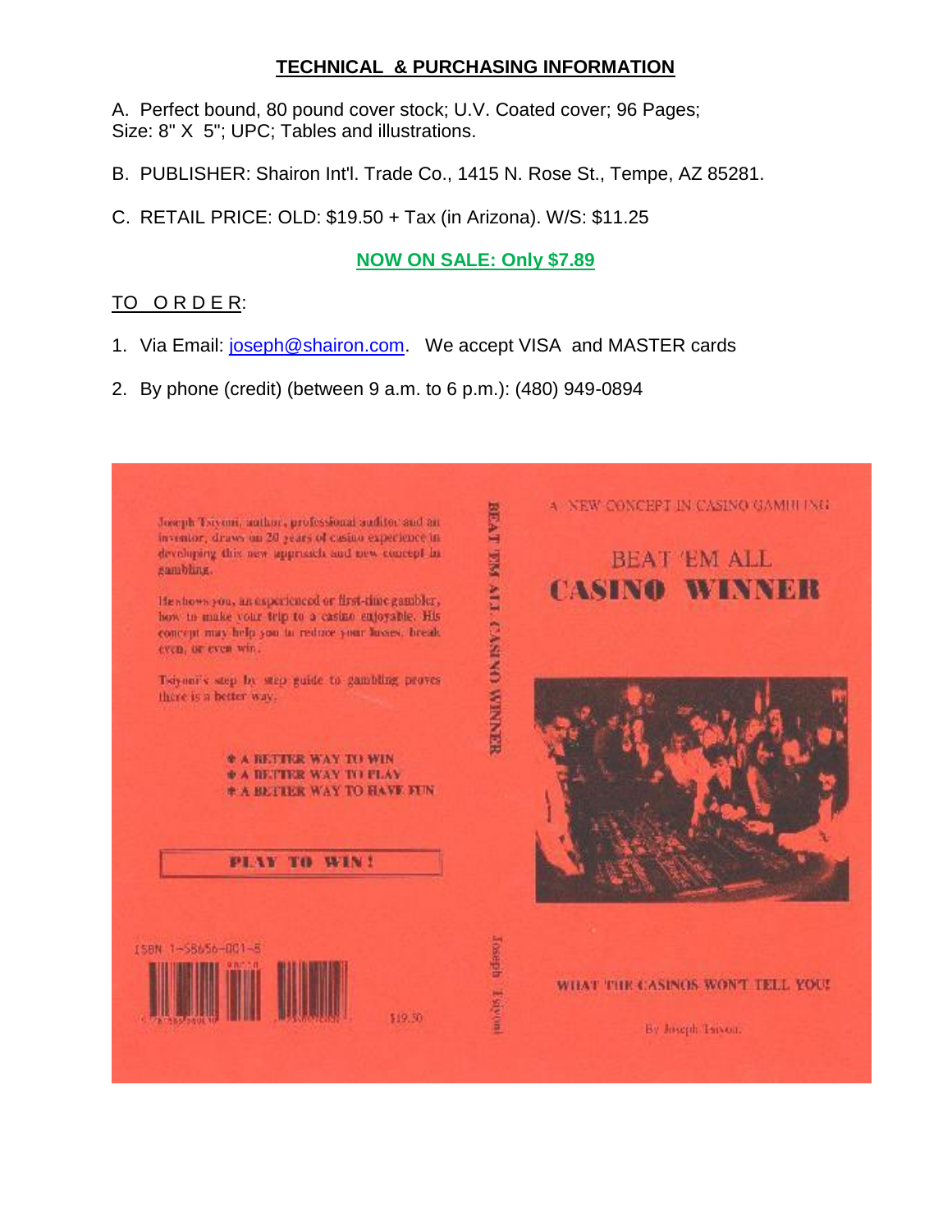## TECHNICAL & PURCHASING INFORMATION

A. Perfect bound, 80 pound cover stock; U.V. Coated cover; 96 Pages; Size: 8" X 5"; UPC; Tables and illustrations.

B. PUBLISHER: Shairon Int'l. Trade Co., 1415 N. Rose St., Tempe, AZ 85281.

C. RETAIL PRICE: OLD: $19.50 + Tax (in Arizona). W/S: $11.25

**NOW ON SALE: Only $7.89**

TO O R D E R:

1. Via Email: joseph@shairon.com. We accept VISA and MASTER cards
2. By phone (credit) (between 9 a.m. to 6 p.m.): (480) 949-0894

Joseph Tsiyoni, author, professional auditor and an inventor, draws on 20 years of casino experience in developing this new approach and new concept in gambling.

He shows you, an experienced or first-time gambler, how to make your trip to a casino enjoyable. His concept may help you to reduce your losses, break even, or even win.

Tsiyoni's step by step guide to gambling proves there is a better way.

- A BETTER WAY TO WIN
- A BETTER WAY TO PLAY
- A BETTER WAY TO HAVE FUN

PLAY TO WIN!

ISBN 1-58656-001-5

$19.50

BEAT 'EM ALL CASINO WINNER

Joseph Tsiyoni

A NEW CONCEPT IN CASINO GAMBLING

BEAT 'EM ALL

CASINO WINNER

WHAT THE CASINOS WON'T TELL YOU!

By Joseph Tsiyoni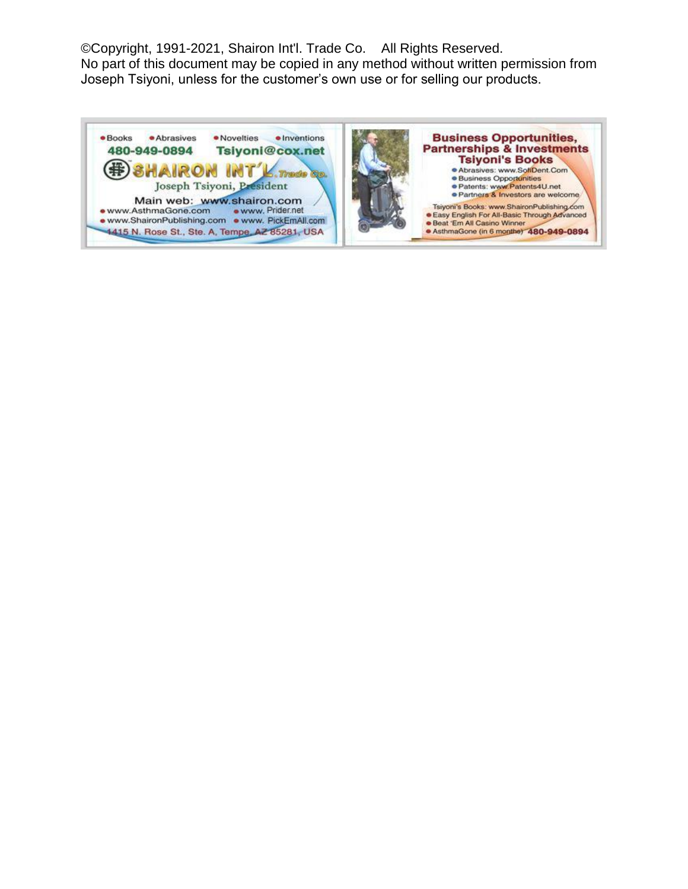©Copyright, 1991-2021, Shairon Int'l. Trade Co. All Rights Reserved.
No part of this document may be copied in any method without written permission from Joseph Tsiyoni, unless for the customer's own use or for selling our products.

• Books • Abrasives • Novelties • Inventions
480-949-0894 Tsiyoni@cox.net
SHAIRON INT'L Trade Co.
Joseph Tsiyoni, President
Main web: www.shairon.com
• www.AsthmaGone.com • www. Prider.net
• www.ShaironPublishing.com • www. PickEmAll.com
1415 N. Rose St., Ste. A, Tempe, AZ 85281, USA

**Business Opportunities, Partnerships & Investments**
**Tsiyoni's Books**
• Abrasives: www.SoftDent.Com
• Business Opportunities
• Patents: www.Patents4U.net
• Partners & Investors are welcome

Tsiyoni's Books: www.ShaironPublishing.com
• Easy English For All-Basic Through Advanced
• Beat 'Em All Casino Winner
• AsthmaGone (in 6 months) 480-949-0894